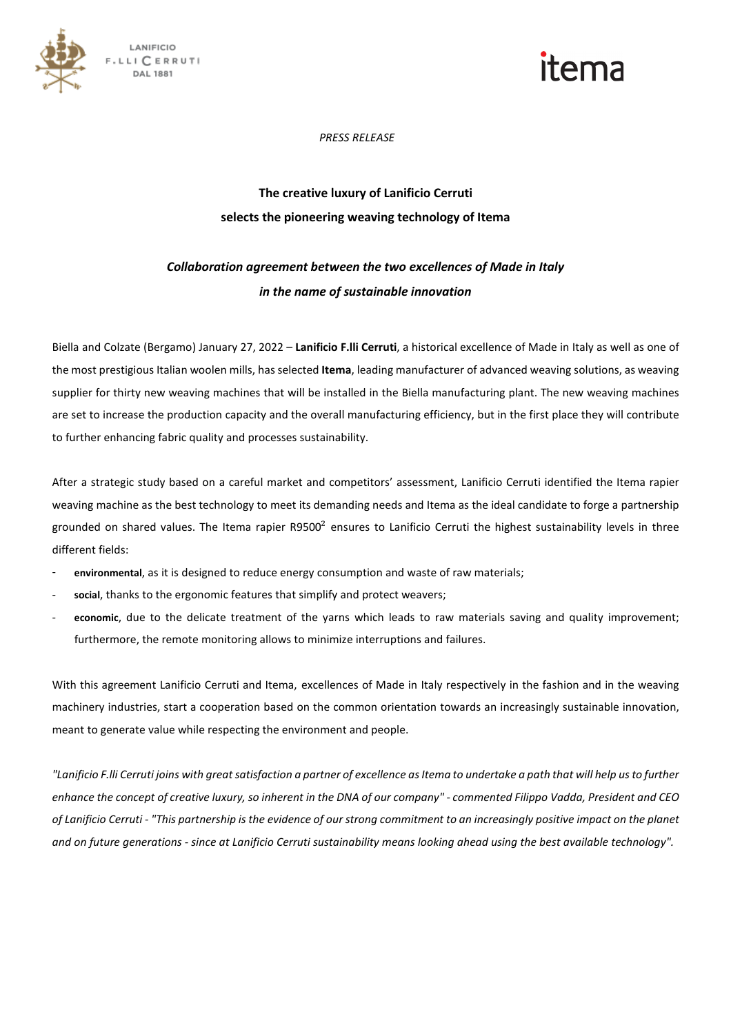*PRESS RELEASE*

# The creative luxury of Lanificio Cerruti selects the pioneering weaving technology of Itema

## *Collaboration agreement between the two excellences of Made in Italy in the name of sustainable innovation*

Biella and Colzate (Bergamo) January 27, 2022 – **Lanificio F.lli Cerruti**, a historical excellence of Made in Italy as well as one of the most prestigious Italian woolen mills, has selected **Itema**, leading manufacturer of advanced weaving solutions, as weaving supplier for thirty new weaving machines that will be installed in the Biella manufacturing plant. The new weaving machines are set to increase the production capacity and the overall manufacturing efficiency, but in the first place they will contribute to further enhancing fabric quality and processes sustainability.

After a strategic study based on a careful market and competitors' assessment, Lanificio Cerruti identified the Itema rapier weaving machine as the best technology to meet its demanding needs and Itema as the ideal candidate to forge a partnership grounded on shared values. The Itema rapier R9500$^2$ ensures to Lanificio Cerruti the highest sustainability levels in three different fields:

- **environmental**, as it is designed to reduce energy consumption and waste of raw materials;
- **social**, thanks to the ergonomic features that simplify and protect weavers;
- **economic**, due to the delicate treatment of the yarns which leads to raw materials saving and quality improvement; furthermore, the remote monitoring allows to minimize interruptions and failures.

With this agreement Lanificio Cerruti and Itema, excellences of Made in Italy respectively in the fashion and in the weaving machinery industries, start a cooperation based on the common orientation towards an increasingly sustainable innovation, meant to generate value while respecting the environment and people.

*"Lanificio F.lli Cerruti joins with great satisfaction a partner of excellence as Itema to undertake a path that will help us to further enhance the concept of creative luxury, so inherent in the DNA of our company" - commented Filippo Vadda, President and CEO of Lanificio Cerruti - "This partnership is the evidence of our strong commitment to an increasingly positive impact on the planet and on future generations - since at Lanificio Cerruti sustainability means looking ahead using the best available technology".*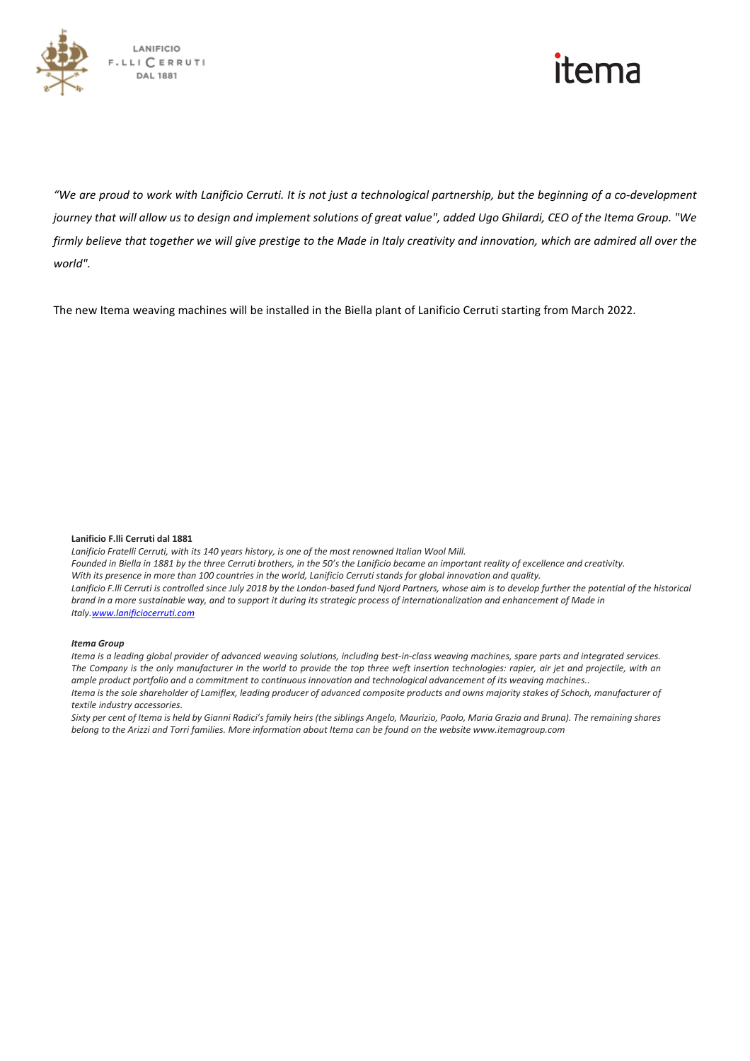*“We are proud to work with Lanificio Cerruti. It is not just a technological partnership, but the beginning of a co-development journey that will allow us to design and implement solutions of great value", added Ugo Ghilardi, CEO of the Itema Group. "We firmly believe that together we will give prestige to the Made in Italy creativity and innovation, which are admired all over the world".*

The new Itema weaving machines will be installed in the Biella plant of Lanificio Cerruti starting from March 2022.

**Lanificio F.lli Cerruti dal 1881**

*Lanificio Fratelli Cerruti, with its 140 years history, is one of the most renowned Italian Wool Mill.*
*Founded in Biella in 1881 by the three Cerruti brothers, in the 50’s the Lanificio became an important reality of excellence and creativity.*
*With its presence in more than 100 countries in the world, Lanificio Cerruti stands for global innovation and quality.*
*Lanificio F.lli Cerruti is controlled since July 2018 by the London-based fund Njord Partners, whose aim is to develop further the potential of the historical brand in a more sustainable way, and to support it during its strategic process of internationalization and enhancement of Made in Italy.[www.lanificiocerruti.com](http://www.lanificiocerruti.com)*

***Itema Group***

*Itema is a leading global provider of advanced weaving solutions, including best-in-class weaving machines, spare parts and integrated services. The Company is the only manufacturer in the world to provide the top three weft insertion technologies: rapier, air jet and projectile, with an ample product portfolio and a commitment to continuous innovation and technological advancement of its weaving machines..*
*Itema is the sole shareholder of Lamiflex, leading producer of advanced composite products and owns majority stakes of Schoch, manufacturer of textile industry accessories.*
*Sixty per cent of Itema is held by Gianni Radici’s family heirs (the siblings Angelo, Maurizio, Paolo, Maria Grazia and Bruna). The remaining shares belong to the Arizzi and Torri families. More information about Itema can be found on the website www.itemagroup.com*